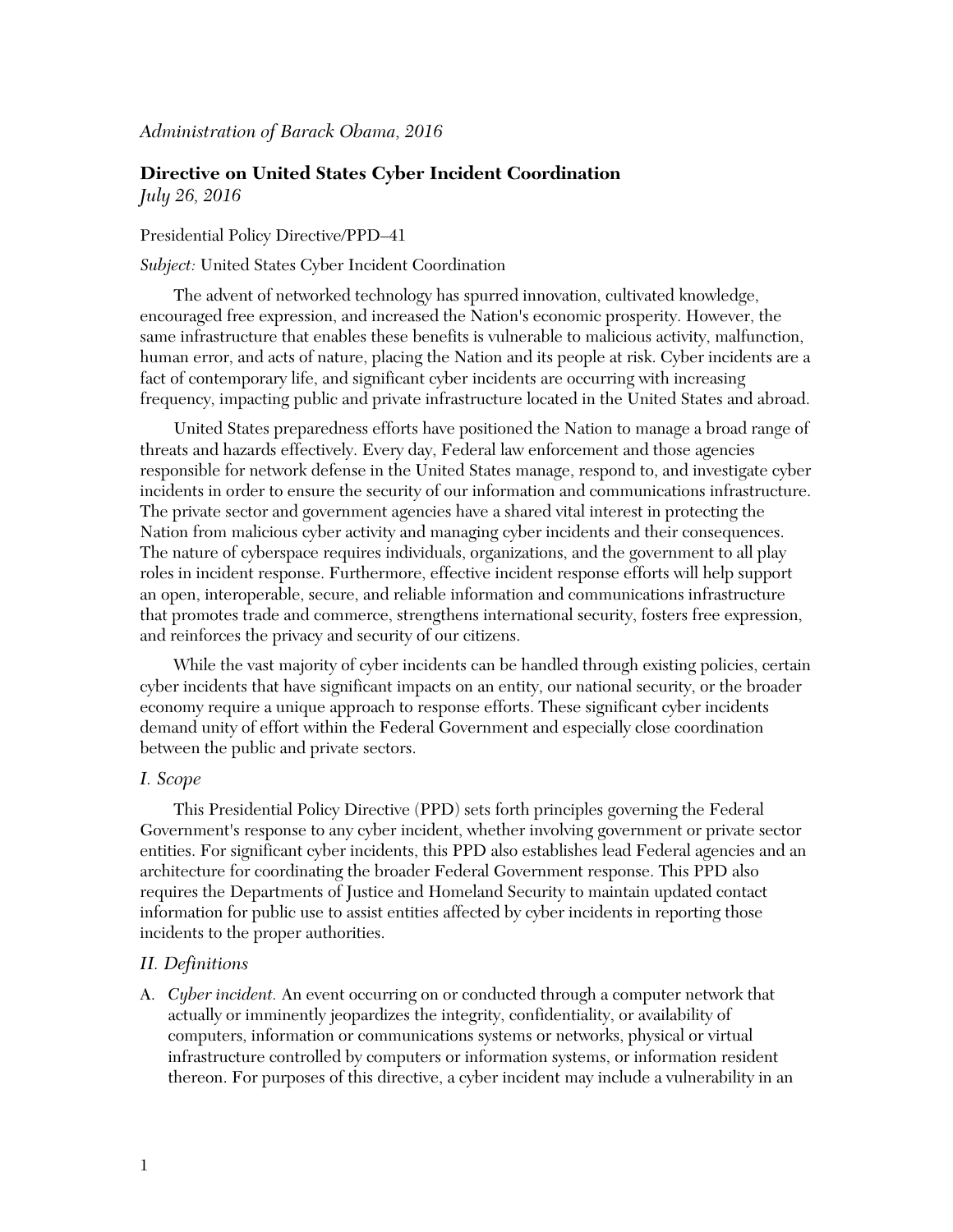*Administration of Barack Obama, 2016*

# Directive on United States Cyber Incident Coordination

*July 26, 2016*

Presidential Policy Directive/PPD–41

*Subject:* United States Cyber Incident Coordination

The advent of networked technology has spurred innovation, cultivated knowledge, encouraged free expression, and increased the Nation's economic prosperity. However, the same infrastructure that enables these benefits is vulnerable to malicious activity, malfunction, human error, and acts of nature, placing the Nation and its people at risk. Cyber incidents are a fact of contemporary life, and significant cyber incidents are occurring with increasing frequency, impacting public and private infrastructure located in the United States and abroad.

United States preparedness efforts have positioned the Nation to manage a broad range of threats and hazards effectively. Every day, Federal law enforcement and those agencies responsible for network defense in the United States manage, respond to, and investigate cyber incidents in order to ensure the security of our information and communications infrastructure. The private sector and government agencies have a shared vital interest in protecting the Nation from malicious cyber activity and managing cyber incidents and their consequences. The nature of cyberspace requires individuals, organizations, and the government to all play roles in incident response. Furthermore, effective incident response efforts will help support an open, interoperable, secure, and reliable information and communications infrastructure that promotes trade and commerce, strengthens international security, fosters free expression, and reinforces the privacy and security of our citizens.

While the vast majority of cyber incidents can be handled through existing policies, certain cyber incidents that have significant impacts on an entity, our national security, or the broader economy require a unique approach to response efforts. These significant cyber incidents demand unity of effort within the Federal Government and especially close coordination between the public and private sectors.

## *I. Scope*

This Presidential Policy Directive (PPD) sets forth principles governing the Federal Government's response to any cyber incident, whether involving government or private sector entities. For significant cyber incidents, this PPD also establishes lead Federal agencies and an architecture for coordinating the broader Federal Government response. This PPD also requires the Departments of Justice and Homeland Security to maintain updated contact information for public use to assist entities affected by cyber incidents in reporting those incidents to the proper authorities.

## *II. Definitions*

A. *Cyber incident.* An event occurring on or conducted through a computer network that actually or imminently jeopardizes the integrity, confidentiality, or availability of computers, information or communications systems or networks, physical or virtual infrastructure controlled by computers or information systems, or information resident thereon. For purposes of this directive, a cyber incident may include a vulnerability in an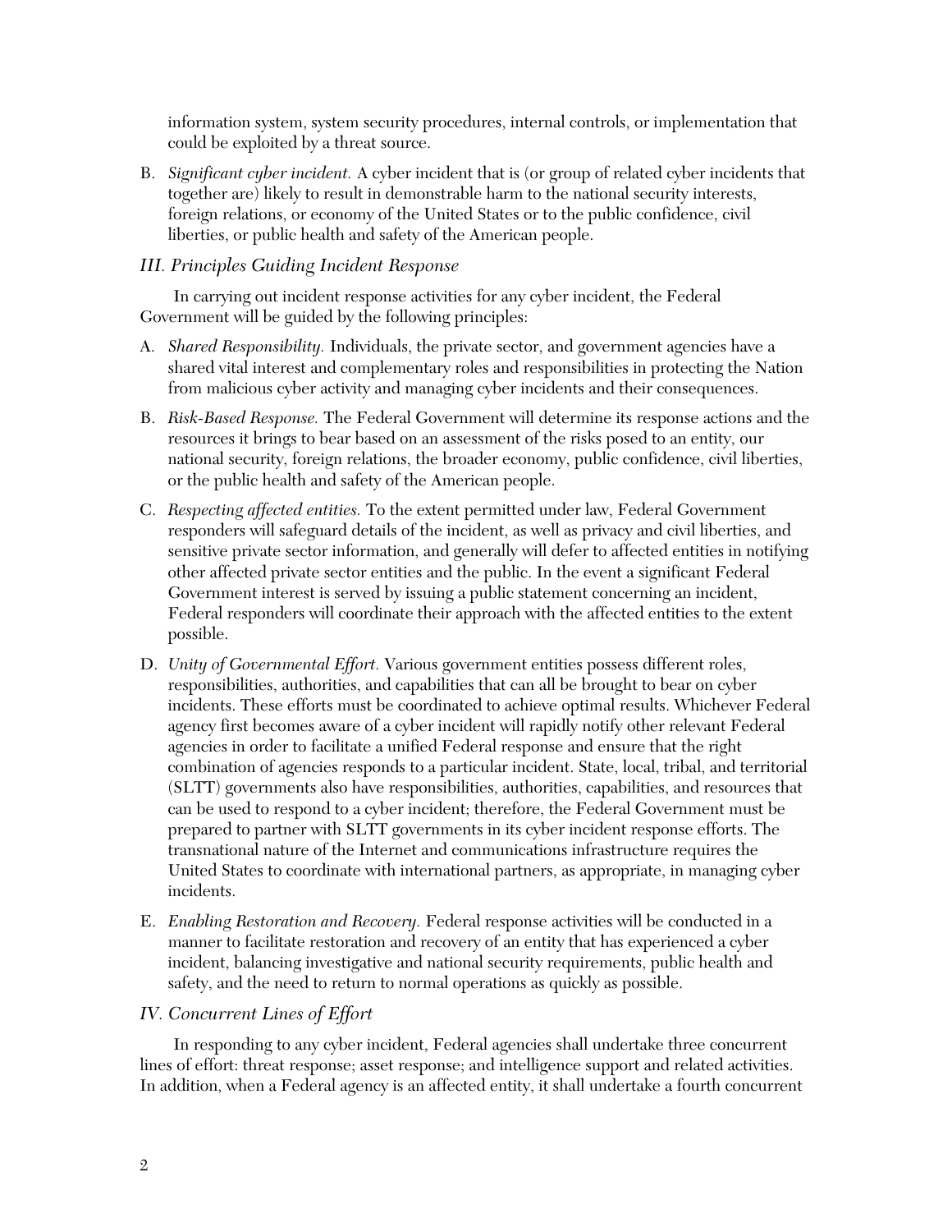information system, system security procedures, internal controls, or implementation that could be exploited by a threat source.

B. *Significant cyber incident.* A cyber incident that is (or group of related cyber incidents that together are) likely to result in demonstrable harm to the national security interests, foreign relations, or economy of the United States or to the public confidence, civil liberties, or public health and safety of the American people.

### *III. Principles Guiding Incident Response*

In carrying out incident response activities for any cyber incident, the Federal Government will be guided by the following principles:

A. *Shared Responsibility.* Individuals, the private sector, and government agencies have a shared vital interest and complementary roles and responsibilities in protecting the Nation from malicious cyber activity and managing cyber incidents and their consequences.

B. *Risk-Based Response.* The Federal Government will determine its response actions and the resources it brings to bear based on an assessment of the risks posed to an entity, our national security, foreign relations, the broader economy, public confidence, civil liberties, or the public health and safety of the American people.

C. *Respecting affected entities.* To the extent permitted under law, Federal Government responders will safeguard details of the incident, as well as privacy and civil liberties, and sensitive private sector information, and generally will defer to affected entities in notifying other affected private sector entities and the public. In the event a significant Federal Government interest is served by issuing a public statement concerning an incident, Federal responders will coordinate their approach with the affected entities to the extent possible.

D. *Unity of Governmental Effort.* Various government entities possess different roles, responsibilities, authorities, and capabilities that can all be brought to bear on cyber incidents. These efforts must be coordinated to achieve optimal results. Whichever Federal agency first becomes aware of a cyber incident will rapidly notify other relevant Federal agencies in order to facilitate a unified Federal response and ensure that the right combination of agencies responds to a particular incident. State, local, tribal, and territorial (SLTT) governments also have responsibilities, authorities, capabilities, and resources that can be used to respond to a cyber incident; therefore, the Federal Government must be prepared to partner with SLTT governments in its cyber incident response efforts. The transnational nature of the Internet and communications infrastructure requires the United States to coordinate with international partners, as appropriate, in managing cyber incidents.

E. *Enabling Restoration and Recovery.* Federal response activities will be conducted in a manner to facilitate restoration and recovery of an entity that has experienced a cyber incident, balancing investigative and national security requirements, public health and safety, and the need to return to normal operations as quickly as possible.

### *IV. Concurrent Lines of Effort*

In responding to any cyber incident, Federal agencies shall undertake three concurrent lines of effort: threat response; asset response; and intelligence support and related activities. In addition, when a Federal agency is an affected entity, it shall undertake a fourth concurrent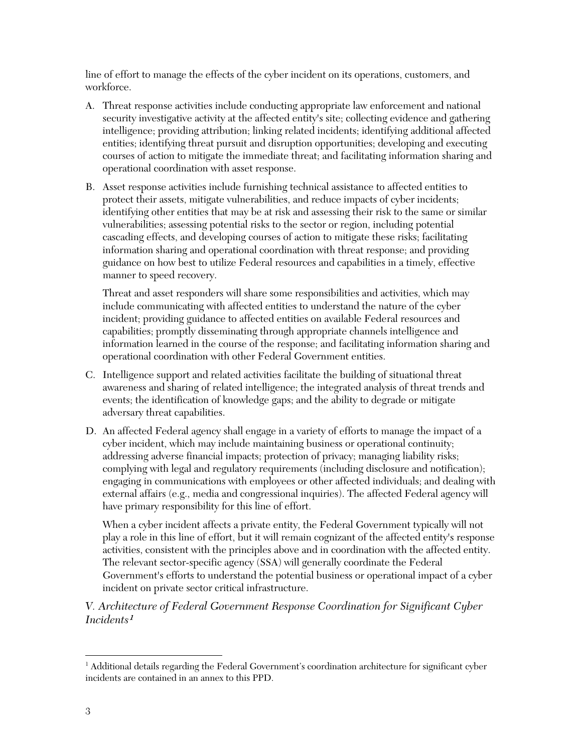line of effort to manage the effects of the cyber incident on its operations, customers, and workforce.

A. Threat response activities include conducting appropriate law enforcement and national security investigative activity at the affected entity's site; collecting evidence and gathering intelligence; providing attribution; linking related incidents; identifying additional affected entities; identifying threat pursuit and disruption opportunities; developing and executing courses of action to mitigate the immediate threat; and facilitating information sharing and operational coordination with asset response.

B. Asset response activities include furnishing technical assistance to affected entities to protect their assets, mitigate vulnerabilities, and reduce impacts of cyber incidents; identifying other entities that may be at risk and assessing their risk to the same or similar vulnerabilities; assessing potential risks to the sector or region, including potential cascading effects, and developing courses of action to mitigate these risks; facilitating information sharing and operational coordination with threat response; and providing guidance on how best to utilize Federal resources and capabilities in a timely, effective manner to speed recovery.

   Threat and asset responders will share some responsibilities and activities, which may include communicating with affected entities to understand the nature of the cyber incident; providing guidance to affected entities on available Federal resources and capabilities; promptly disseminating through appropriate channels intelligence and information learned in the course of the response; and facilitating information sharing and operational coordination with other Federal Government entities.

C. Intelligence support and related activities facilitate the building of situational threat awareness and sharing of related intelligence; the integrated analysis of threat trends and events; the identification of knowledge gaps; and the ability to degrade or mitigate adversary threat capabilities.

D. An affected Federal agency shall engage in a variety of efforts to manage the impact of a cyber incident, which may include maintaining business or operational continuity; addressing adverse financial impacts; protection of privacy; managing liability risks; complying with legal and regulatory requirements (including disclosure and notification); engaging in communications with employees or other affected individuals; and dealing with external affairs (e.g., media and congressional inquiries). The affected Federal agency will have primary responsibility for this line of effort.

   When a cyber incident affects a private entity, the Federal Government typically will not play a role in this line of effort, but it will remain cognizant of the affected entity's response activities, consistent with the principles above and in coordination with the affected entity. The relevant sector-specific agency (SSA) will generally coordinate the Federal Government's efforts to understand the potential business or operational impact of a cyber incident on private sector critical infrastructure.

*V. Architecture of Federal Government Response Coordination for Significant Cyber Incidents*[1]

[1] Additional details regarding the Federal Government's coordination architecture for significant cyber incidents are contained in an annex to this PPD.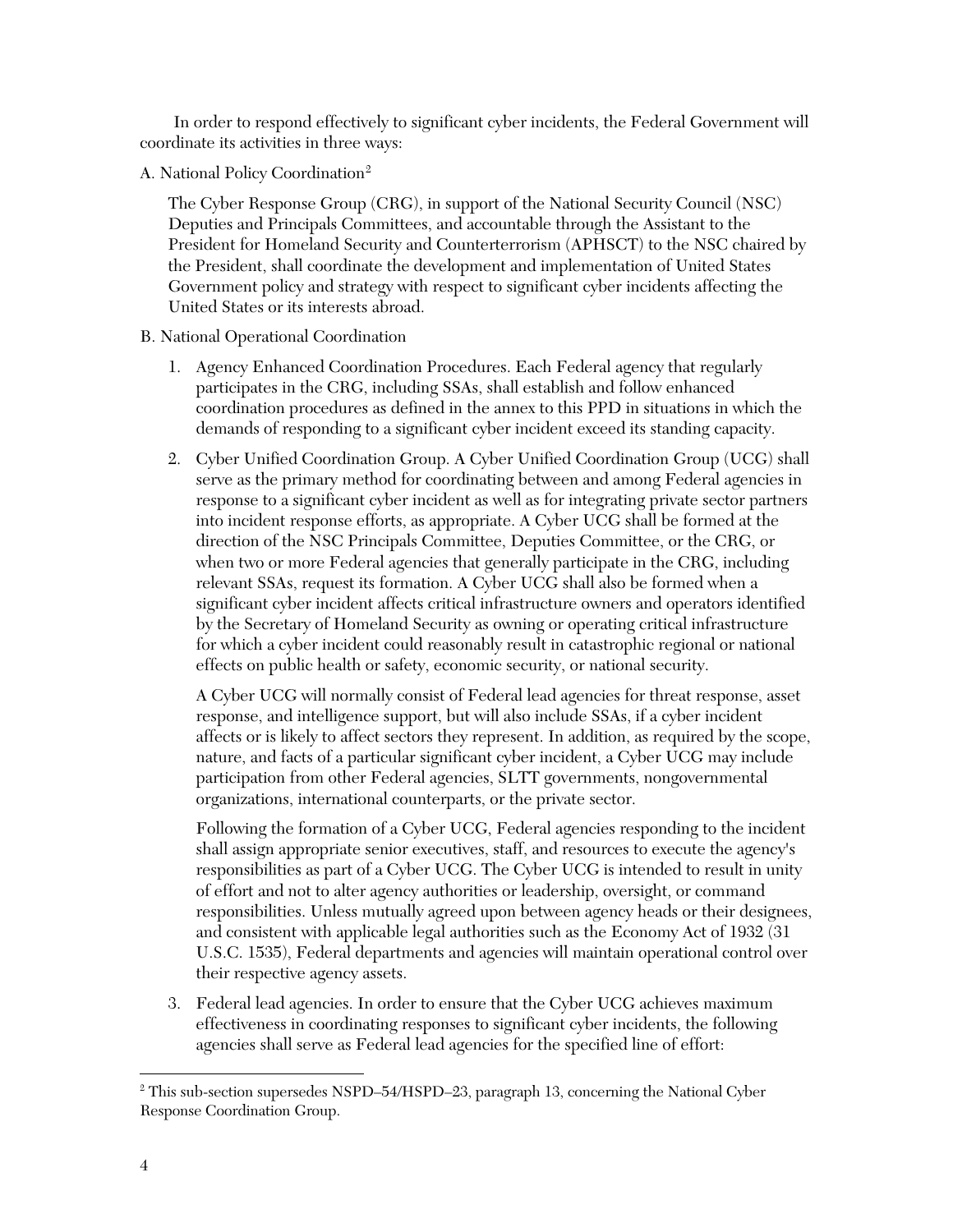In order to respond effectively to significant cyber incidents, the Federal Government will coordinate its activities in three ways:

A. National Policy Coordination[2]

The Cyber Response Group (CRG), in support of the National Security Council (NSC) Deputies and Principals Committees, and accountable through the Assistant to the President for Homeland Security and Counterterrorism (APHSCT) to the NSC chaired by the President, shall coordinate the development and implementation of United States Government policy and strategy with respect to significant cyber incidents affecting the United States or its interests abroad.

B. National Operational Coordination

1. Agency Enhanced Coordination Procedures. Each Federal agency that regularly participates in the CRG, including SSAs, shall establish and follow enhanced coordination procedures as defined in the annex to this PPD in situations in which the demands of responding to a significant cyber incident exceed its standing capacity.

2. Cyber Unified Coordination Group. A Cyber Unified Coordination Group (UCG) shall serve as the primary method for coordinating between and among Federal agencies in response to a significant cyber incident as well as for integrating private sector partners into incident response efforts, as appropriate. A Cyber UCG shall be formed at the direction of the NSC Principals Committee, Deputies Committee, or the CRG, or when two or more Federal agencies that generally participate in the CRG, including relevant SSAs, request its formation. A Cyber UCG shall also be formed when a significant cyber incident affects critical infrastructure owners and operators identified by the Secretary of Homeland Security as owning or operating critical infrastructure for which a cyber incident could reasonably result in catastrophic regional or national effects on public health or safety, economic security, or national security.

   A Cyber UCG will normally consist of Federal lead agencies for threat response, asset response, and intelligence support, but will also include SSAs, if a cyber incident affects or is likely to affect sectors they represent. In addition, as required by the scope, nature, and facts of a particular significant cyber incident, a Cyber UCG may include participation from other Federal agencies, SLTT governments, nongovernmental organizations, international counterparts, or the private sector.

   Following the formation of a Cyber UCG, Federal agencies responding to the incident shall assign appropriate senior executives, staff, and resources to execute the agency's responsibilities as part of a Cyber UCG. The Cyber UCG is intended to result in unity of effort and not to alter agency authorities or leadership, oversight, or command responsibilities. Unless mutually agreed upon between agency heads or their designees, and consistent with applicable legal authorities such as the Economy Act of 1932 (31 U.S.C. 1535), Federal departments and agencies will maintain operational control over their respective agency assets.

3. Federal lead agencies. In order to ensure that the Cyber UCG achieves maximum effectiveness in coordinating responses to significant cyber incidents, the following agencies shall serve as Federal lead agencies for the specified line of effort:

---

[2] This sub-section supersedes NSPD–54/HSPD–23, paragraph 13, concerning the National Cyber Response Coordination Group.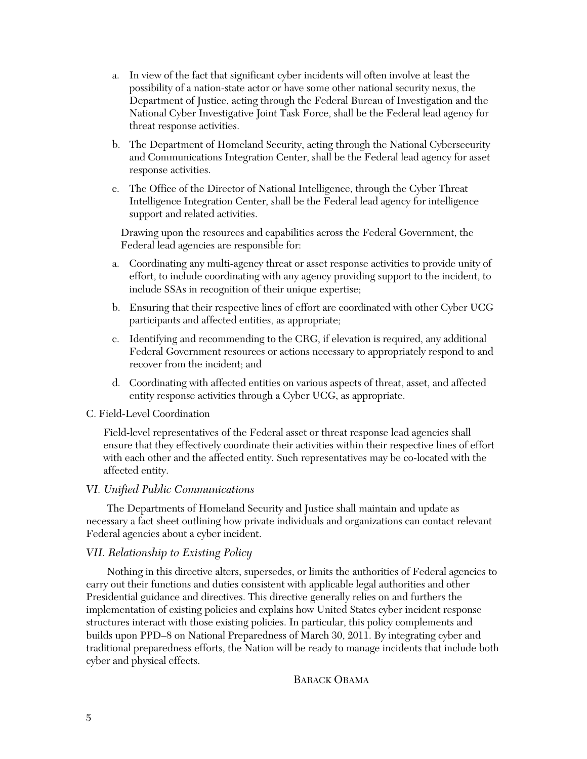a. In view of the fact that significant cyber incidents will often involve at least the possibility of a nation-state actor or have some other national security nexus, the Department of Justice, acting through the Federal Bureau of Investigation and the National Cyber Investigative Joint Task Force, shall be the Federal lead agency for threat response activities.

b. The Department of Homeland Security, acting through the National Cybersecurity and Communications Integration Center, shall be the Federal lead agency for asset response activities.

c. The Office of the Director of National Intelligence, through the Cyber Threat Intelligence Integration Center, shall be the Federal lead agency for intelligence support and related activities.

Drawing upon the resources and capabilities across the Federal Government, the Federal lead agencies are responsible for:

a. Coordinating any multi-agency threat or asset response activities to provide unity of effort, to include coordinating with any agency providing support to the incident, to include SSAs in recognition of their unique expertise;

b. Ensuring that their respective lines of effort are coordinated with other Cyber UCG participants and affected entities, as appropriate;

c. Identifying and recommending to the CRG, if elevation is required, any additional Federal Government resources or actions necessary to appropriately respond to and recover from the incident; and

d. Coordinating with affected entities on various aspects of threat, asset, and affected entity response activities through a Cyber UCG, as appropriate.

C. Field-Level Coordination

Field-level representatives of the Federal asset or threat response lead agencies shall ensure that they effectively coordinate their activities within their respective lines of effort with each other and the affected entity. Such representatives may be co-located with the affected entity.

### *VI. Unified Public Communications*

The Departments of Homeland Security and Justice shall maintain and update as necessary a fact sheet outlining how private individuals and organizations can contact relevant Federal agencies about a cyber incident.

### *VII. Relationship to Existing Policy*

Nothing in this directive alters, supersedes, or limits the authorities of Federal agencies to carry out their functions and duties consistent with applicable legal authorities and other Presidential guidance and directives. This directive generally relies on and furthers the implementation of existing policies and explains how United States cyber incident response structures interact with those existing policies. In particular, this policy complements and builds upon PPD–8 on National Preparedness of March 30, 2011. By integrating cyber and traditional preparedness efforts, the Nation will be ready to manage incidents that include both cyber and physical effects.

BARACK OBAMA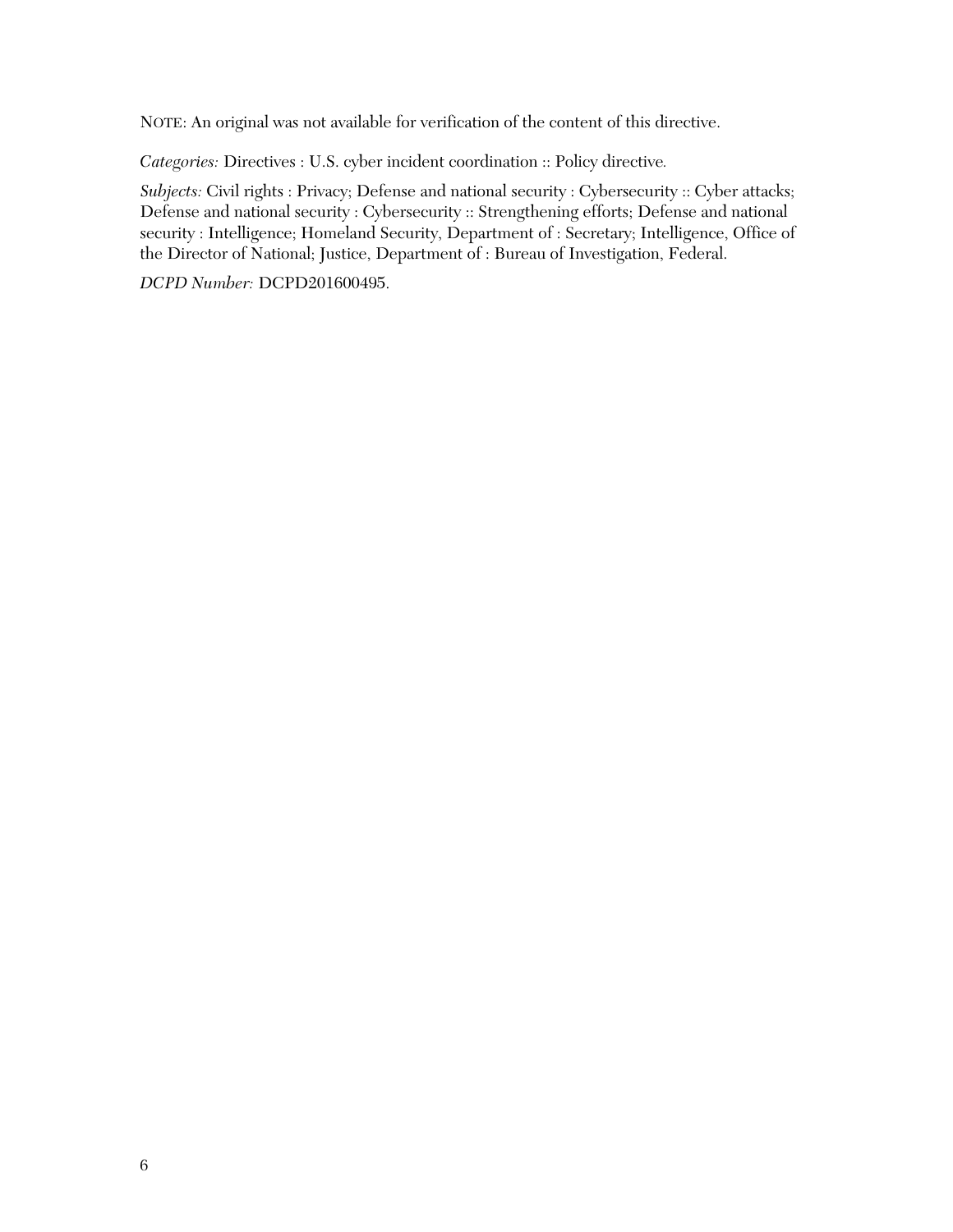NOTE: An original was not available for verification of the content of this directive.

*Categories:* Directives : U.S. cyber incident coordination :: Policy directive.

*Subjects:* Civil rights : Privacy; Defense and national security : Cybersecurity :: Cyber attacks; Defense and national security : Cybersecurity :: Strengthening efforts; Defense and national security : Intelligence; Homeland Security, Department of : Secretary; Intelligence, Office of the Director of National; Justice, Department of : Bureau of Investigation, Federal.

*DCPD Number:* DCPD201600495.